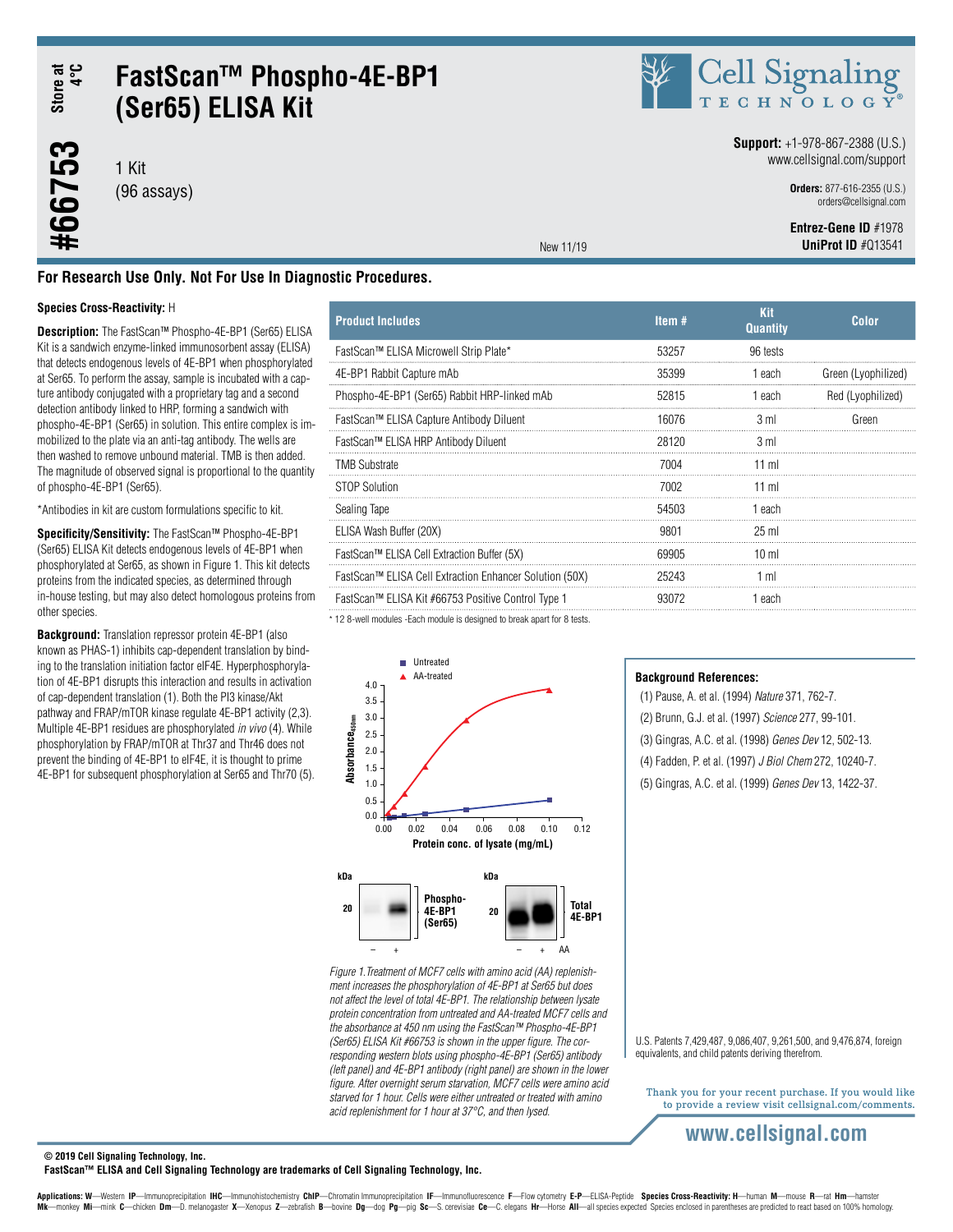# FastScan™ Phospho-4E-BP1 (Ser65) ELISA Kit

Store at 4°C

#66753

1 Kit
(96 assays)

New 11/19

**Support:** +1-978-867-2388 (U.S.)
www.cellsignal.com/support

**Orders:** 877-616-2355 (U.S.)
orders@cellsignal.com

**Entrez-Gene ID** #1978
**UniProt ID** #Q13541

## For Research Use Only. Not For Use In Diagnostic Procedures.

**Species Cross-Reactivity:** H

**Description:** The FastScan™ Phospho-4E-BP1 (Ser65) ELISA Kit is a sandwich enzyme-linked immunosorbent assay (ELISA) that detects endogenous levels of 4E-BP1 when phosphorylated at Ser65. To perform the assay, sample is incubated with a capture antibody conjugated with a proprietary tag and a second detection antibody linked to HRP, forming a sandwich with phospho-4E-BP1 (Ser65) in solution. This entire complex is immobilized to the plate via an anti-tag antibody. The wells are then washed to remove unbound material. TMB is then added. The magnitude of observed signal is proportional to the quantity of phospho-4E-BP1 (Ser65).

*Antibodies in kit are custom formulations specific to kit.

**Specificity/Sensitivity:** The FastScan™ Phospho-4E-BP1 (Ser65) ELISA Kit detects endogenous levels of 4E-BP1 when phosphorylated at Ser65, as shown in Figure 1. This kit detects proteins from the indicated species, as determined through in-house testing, but may also detect homologous proteins from other species.

**Background:** Translation repressor protein 4E-BP1 (also known as PHAS-1) inhibits cap-dependent translation by binding to the translation initiation factor eIF4E. Hyperphosphorylation of 4E-BP1 disrupts this interaction and results in activation of cap-dependent translation (1). Both the PI3 kinase/Akt pathway and FRAP/mTOR kinase regulate 4E-BP1 activity (2,3). Multiple 4E-BP1 residues are phosphorylated *in vivo* (4). While phosphorylation by FRAP/mTOR at Thr37 and Thr46 does not prevent the binding of 4E-BP1 to eIF4E, it is thought to prime 4E-BP1 for subsequent phosphorylation at Ser65 and Thr70 (5).

| Product Includes | Item # | Kit Quantity | Color |
|---|---|---|---|
| FastScan™ ELISA Microwell Strip Plate* | 53257 | 96 tests | |
| 4E-BP1 Rabbit Capture mAb | 35399 | 1 each | Green (Lyophilized) |
| Phospho-4E-BP1 (Ser65) Rabbit HRP-linked mAb | 52815 | 1 each | Red (Lyophilized) |
| FastScan™ ELISA Capture Antibody Diluent | 16076 | 3 ml | Green |
| FastScan™ ELISA HRP Antibody Diluent | 28120 | 3 ml | |
| TMB Substrate | 7004 | 11 ml | |
| STOP Solution | 7002 | 11 ml | |
| Sealing Tape | 54503 | 1 each | |
| ELISA Wash Buffer (20X) | 9801 | 25 ml | |
| FastScan™ ELISA Cell Extraction Buffer (5X) | 69905 | 10 ml | |
| FastScan™ ELISA Cell Extraction Enhancer Solution (50X) | 25243 | 1 ml | |
| FastScan™ ELISA Kit #66753 Positive Control Type 1 | 93072 | 1 each | |

* 12 8-well modules -Each module is designed to break apart for 8 tests.

*Figure 1. Treatment of MCF7 cells with amino acid (AA) replenishment increases the phosphorylation of 4E-BP1 at Ser65 but does not affect the level of total 4E-BP1. The relationship between lysate protein concentration from untreated and AA-treated MCF7 cells and the absorbance at 450 nm using the FastScan™ Phospho-4E-BP1 (Ser65) ELISA Kit #66753 is shown in the upper figure. The corresponding western blots using phospho-4E-BP1 (Ser65) antibody (left panel) and 4E-BP1 antibody (right panel) are shown in the lower figure. After overnight serum starvation, MCF7 cells were amino acid starved for 1 hour. Cells were either untreated or treated with amino acid replenishment for 1 hour at 37°C, and then lysed.*

### Background References:

(1) Pause, A. et al. (1994) *Nature* 371, 762-7.

(2) Brunn, G.J. et al. (1997) *Science* 277, 99-101.

(3) Gingras, A.C. et al. (1998) *Genes Dev* 12, 502-13.

(4) Fadden, P. et al. (1997) *J Biol Chem* 272, 10240-7.

(5) Gingras, A.C. et al. (1999) *Genes Dev* 13, 1422-37.

U.S. Patents 7,429,487, 9,086,407, 9,261,500, and 9,476,874, foreign equivalents, and child patents deriving therefrom.

Thank you for your recent purchase. If you would like to provide a review visit cellsignal.com/comments.

www.cellsignal.com

© 2019 Cell Signaling Technology, Inc.
FastScan™ ELISA and Cell Signaling Technology are trademarks of Cell Signaling Technology, Inc.

**Applications: W**—Western **IP**—Immunoprecipitation **IHC**—Immunohistochemistry **ChIP**—Chromatin Immunoprecipitation **IF**—Immunofluorescence **F**—Flow cytometry **E-P**—ELISA-Peptide **Species Cross-Reactivity: H**—human **M**—mouse **R**—rat **Hm**—hamster **Mk**—monkey **Mi**—mink **C**—chicken **Dm**—D. melanogaster **X**—Xenopus **Z**—zebrafish **B**—bovine **Dg**—dog **Pg**—pig **Sc**—S. cerevisiae **Ce**—C. elegans **Hr**—Horse **All**—all species expected Species enclosed in parentheses are predicted to react based on 100% homology.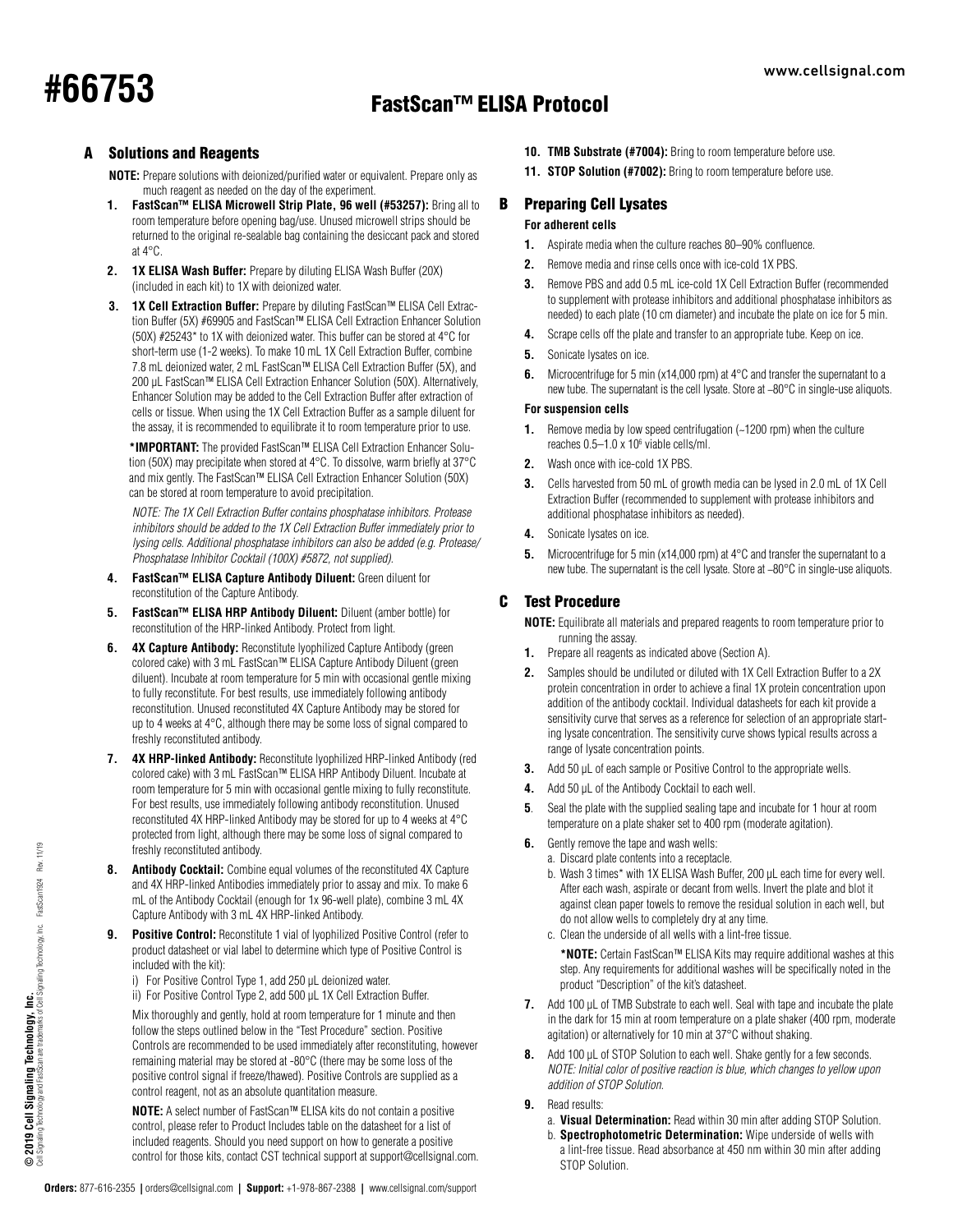# #66753

# FastScan™ ELISA Protocol

## A Solutions and Reagents

**NOTE:** Prepare solutions with deionized/purified water or equivalent. Prepare only as much reagent as needed on the day of the experiment.

1. **FastScan™ ELISA Microwell Strip Plate, 96 well (#53257):** Bring all to room temperature before opening bag/use. Unused microwell strips should be returned to the original re-sealable bag containing the desiccant pack and stored at 4°C.
2. **1X ELISA Wash Buffer:** Prepare by diluting ELISA Wash Buffer (20X) (included in each kit) to 1X with deionized water.
3. **1X Cell Extraction Buffer:** Prepare by diluting FastScan™ ELISA Cell Extraction Buffer (5X) #69905 and FastScan™ ELISA Cell Extraction Enhancer Solution (50X) #25243* to 1X with deionized water. This buffer can be stored at 4°C for short-term use (1-2 weeks). To make 10 mL 1X Cell Extraction Buffer, combine 7.8 mL deionized water, 2 mL FastScan™ ELISA Cell Extraction Buffer (5X), and 200 µL FastScan™ ELISA Cell Extraction Enhancer Solution (50X). Alternatively, Enhancer Solution may be added to the Cell Extraction Buffer after extraction of cells or tissue. When using the 1X Cell Extraction Buffer as a sample diluent for the assay, it is recommended to equilibrate it to room temperature prior to use.

   **\*IMPORTANT:** The provided FastScan™ ELISA Cell Extraction Enhancer Solution (50X) may precipitate when stored at 4°C. To dissolve, warm briefly at 37°C and mix gently. The FastScan™ ELISA Cell Extraction Enhancer Solution (50X) can be stored at room temperature to avoid precipitation.

   *NOTE: The 1X Cell Extraction Buffer contains phosphatase inhibitors. Protease inhibitors should be added to the 1X Cell Extraction Buffer immediately prior to lysing cells. Additional phosphatase inhibitors can also be added (e.g. Protease/Phosphatase Inhibitor Cocktail (100X) #5872, not supplied).*
4. **FastScan™ ELISA Capture Antibody Diluent:** Green diluent for reconstitution of the Capture Antibody.
5. **FastScan™ ELISA HRP Antibody Diluent:** Diluent (amber bottle) for reconstitution of the HRP-linked Antibody. Protect from light.
6. **4X Capture Antibody:** Reconstitute lyophilized Capture Antibody (green colored cake) with 3 mL FastScan™ ELISA Capture Antibody Diluent (green diluent). Incubate at room temperature for 5 min with occasional gentle mixing to fully reconstitute. For best results, use immediately following antibody reconstitution. Unused reconstituted 4X Capture Antibody may be stored for up to 4 weeks at 4°C, although there may be some loss of signal compared to freshly reconstituted antibody.
7. **4X HRP-linked Antibody:** Reconstitute lyophilized HRP-linked Antibody (red colored cake) with 3 mL FastScan™ ELISA HRP Antibody Diluent. Incubate at room temperature for 5 min with occasional gentle mixing to fully reconstitute. For best results, use immediately following antibody reconstitution. Unused reconstituted 4X HRP-linked Antibody may be stored for up to 4 weeks at 4°C protected from light, although there may be some loss of signal compared to freshly reconstituted antibody.
8. **Antibody Cocktail:** Combine equal volumes of the reconstituted 4X Capture and 4X HRP-linked Antibodies immediately prior to assay and mix. To make 6 mL of the Antibody Cocktail (enough for 1x 96-well plate), combine 3 mL 4X Capture Antibody with 3 mL 4X HRP-linked Antibody.
9. **Positive Control:** Reconstitute 1 vial of lyophilized Positive Control (refer to product datasheet or vial label to determine which type of Positive Control is included with the kit):
   i) For Positive Control Type 1, add 250 µL deionized water.
   ii) For Positive Control Type 2, add 500 µL 1X Cell Extraction Buffer.

   Mix thoroughly and gently, hold at room temperature for 1 minute and then follow the steps outlined below in the "Test Procedure" section. Positive Controls are recommended to be used immediately after reconstituting, however remaining material may be stored at -80°C (there may be some loss of the positive control signal if freeze/thawed). Positive Controls are supplied as a control reagent, not as an absolute quantitation measure.

   **NOTE:** A select number of FastScan™ ELISA kits do not contain a positive control, please refer to Product Includes table on the datasheet for a list of included reagents. Should you need support on how to generate a positive control for those kits, contact CST technical support at support@cellsignal.com.
10. **TMB Substrate (#7004):** Bring to room temperature before use.
11. **STOP Solution (#7002):** Bring to room temperature before use.

## B Preparing Cell Lysates

### For adherent cells

1. Aspirate media when the culture reaches 80–90% confluence.
2. Remove media and rinse cells once with ice-cold 1X PBS.
3. Remove PBS and add 0.5 mL ice-cold 1X Cell Extraction Buffer (recommended to supplement with protease inhibitors and additional phosphatase inhibitors as needed) to each plate (10 cm diameter) and incubate the plate on ice for 5 min.
4. Scrape cells off the plate and transfer to an appropriate tube. Keep on ice.
5. Sonicate lysates on ice.
6. Microcentrifuge for 5 min (x14,000 rpm) at 4°C and transfer the supernatant to a new tube. The supernatant is the cell lysate. Store at –80°C in single-use aliquots.

### For suspension cells

1. Remove media by low speed centrifugation (~1200 rpm) when the culture reaches 0.5–1.0 x $10^6$ viable cells/ml.
2. Wash once with ice-cold 1X PBS.
3. Cells harvested from 50 mL of growth media can be lysed in 2.0 mL of 1X Cell Extraction Buffer (recommended to supplement with protease inhibitors and additional phosphatase inhibitors as needed).
4. Sonicate lysates on ice.
5. Microcentrifuge for 5 min (x14,000 rpm) at 4°C and transfer the supernatant to a new tube. The supernatant is the cell lysate. Store at –80°C in single-use aliquots.

## C Test Procedure

**NOTE:** Equilibrate all materials and prepared reagents to room temperature prior to running the assay.

1. Prepare all reagents as indicated above (Section A).
2. Samples should be undiluted or diluted with 1X Cell Extraction Buffer to a 2X protein concentration in order to achieve a final 1X protein concentration upon addition of the antibody cocktail. Individual datasheets for each kit provide a sensitivity curve that serves as a reference for selection of an appropriate starting lysate concentration. The sensitivity curve shows typical results across a range of lysate concentration points.
3. Add 50 µL of each sample or Positive Control to the appropriate wells.
4. Add 50 µL of the Antibody Cocktail to each well.
5. Seal the plate with the supplied sealing tape and incubate for 1 hour at room temperature on a plate shaker set to 400 rpm (moderate agitation).
6. Gently remove the tape and wash wells:
   a. Discard plate contents into a receptacle.
   b. Wash 3 times* with 1X ELISA Wash Buffer, 200 µL each time for every well. After each wash, aspirate or decant from wells. Invert the plate and blot it against clean paper towels to remove the residual solution in each well, but do not allow wells to completely dry at any time.
   c. Clean the underside of all wells with a lint-free tissue.

   **\*NOTE:** Certain FastScan™ ELISA Kits may require additional washes at this step. Any requirements for additional washes will be specifically noted in the product "Description" of the kit's datasheet.
7. Add 100 µL of TMB Substrate to each well. Seal with tape and incubate the plate in the dark for 15 min at room temperature on a plate shaker (400 rpm, moderate agitation) or alternatively for 10 min at 37°C without shaking.
8. Add 100 µL of STOP Solution to each well. Shake gently for a few seconds. *NOTE: Initial color of positive reaction is blue, which changes to yellow upon addition of STOP Solution.*
9. Read results:
   a. **Visual Determination:** Read within 30 min after adding STOP Solution.
   b. **Spectrophotometric Determination:** Wipe underside of wells with a lint-free tissue. Read absorbance at 450 nm within 30 min after adding STOP Solution.

**© 2019 Cell Signaling Technology, Inc.** Cell Signaling Technology and FastScan are trademarks of Cell Signaling Technology, Inc. FastScan1924 Rev. 11/19